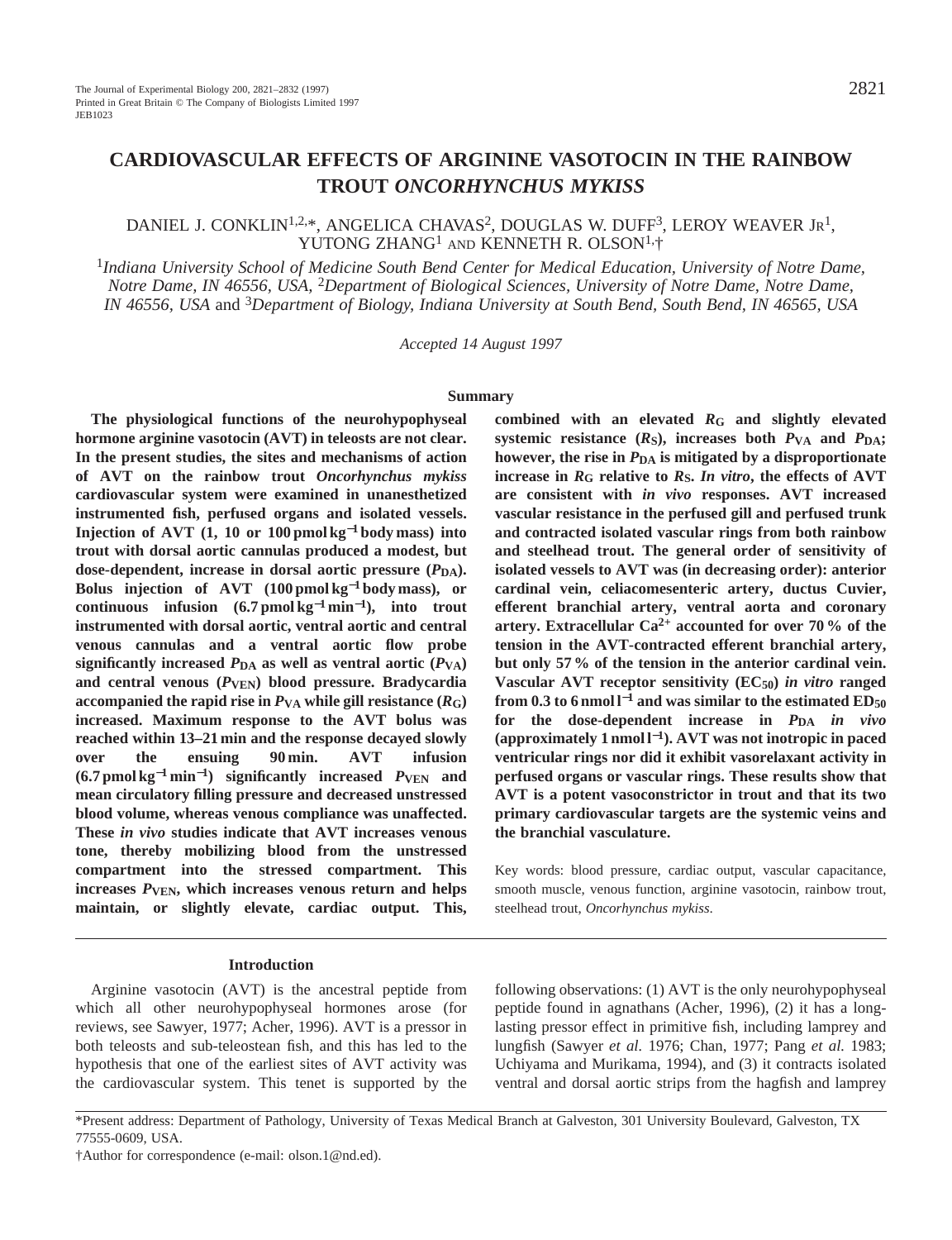# CARDIOVASCULAR EFFECTS OF ARGININE VASOTOCIN IN THE RAINBOW TROUT *ONCORHYNCHUS MYKISS*

DANIEL J. CONKLIN[1,2,*], ANGELICA CHAVAS[2], DOUGLAS W. DUFF[3], LEROY WEAVER JR[1], YUTONG ZHANG[1] AND KENNETH R. OLSON[1,†]

[1]*Indiana University School of Medicine South Bend Center for Medical Education, University of Notre Dame, Notre Dame, IN 46556, USA*, [2]*Department of Biological Sciences, University of Notre Dame, Notre Dame, IN 46556, USA* and [3]*Department of Biology, Indiana University at South Bend, South Bend, IN 46565, USA*

*Accepted 14 August 1997*

## Summary

**The physiological functions of the neurohypophyseal hormone arginine vasotocin (AVT) in teleosts are not clear. In the present studies, the sites and mechanisms of action of AVT on the rainbow trout *Oncorhynchus mykiss* cardiovascular system were examined in unanesthetized instrumented fish, perfused organs and isolated vessels. Injection of AVT (1, 10 or 100 pmol kg$^{-1}$ body mass) into trout with dorsal aortic cannulas produced a modest, but dose-dependent, increase in dorsal aortic pressure ($P_{DA}$). Bolus injection of AVT (100 pmol kg$^{-1}$ body mass), or continuous infusion (6.7 pmol kg$^{-1}$ min$^{-1}$), into trout instrumented with dorsal aortic, ventral aortic and central venous cannulas and a ventral aortic flow probe significantly increased $P_{DA}$ as well as ventral aortic ($P_{VA}$) and central venous ($P_{VEN}$) blood pressure. Bradycardia accompanied the rapid rise in $P_{VA}$ while gill resistance ($R_G$) increased. Maximum response to the AVT bolus was reached within 13–21 min and the response decayed slowly over the ensuing 90 min. AVT infusion (6.7 pmol kg$^{-1}$ min$^{-1}$) significantly increased $P_{VEN}$ and mean circulatory filling pressure and decreased unstressed blood volume, whereas venous compliance was unaffected. These *in vivo* studies indicate that AVT increases venous tone, thereby mobilizing blood from the unstressed compartment into the stressed compartment. This increases $P_{VEN}$, which increases venous return and helps maintain, or slightly elevate, cardiac output. This, combined with an elevated $R_G$ and slightly elevated systemic resistance ($R_S$), increases both $P_{VA}$ and $P_{DA}$; however, the rise in $P_{DA}$ is mitigated by a disproportionate increase in $R_G$ relative to $R_S$. *In vitro*, the effects of AVT are consistent with *in vivo* responses. AVT increased vascular resistance in the perfused gill and perfused trunk and contracted isolated vascular rings from both rainbow and steelhead trout. The general order of sensitivity of isolated vessels to AVT was (in decreasing order): anterior cardinal vein, celiacomesenteric artery, ductus Cuvier, efferent branchial artery, ventral aorta and coronary artery. Extracellular $Ca^{2+}$ accounted for over 70 % of the tension in the AVT-contracted efferent branchial artery, but only 57 % of the tension in the anterior cardinal vein. Vascular AVT receptor sensitivity ($EC_{50}$) *in vitro* ranged from 0.3 to 6 nmol l$^{-1}$ and was similar to the estimated $ED_{50}$ for the dose-dependent increase in $P_{DA}$ *in vivo* (approximately 1 nmol l$^{-1}$). AVT was not inotropic in paced ventricular rings nor did it exhibit vasorelaxant activity in perfused organs or vascular rings. These results show that AVT is a potent vasoconstrictor in trout and that its two primary cardiovascular targets are the systemic veins and the branchial vasculature.**

Key words: blood pressure, cardiac output, vascular capacitance, smooth muscle, venous function, arginine vasotocin, rainbow trout, steelhead trout, *Oncorhynchus mykiss*.

## Introduction

Arginine vasotocin (AVT) is the ancestral peptide from which all other neurohypophyseal hormones arose (for reviews, see Sawyer, 1977; Acher, 1996). AVT is a pressor in both teleosts and sub-teleostean fish, and this has led to the hypothesis that one of the earliest sites of AVT activity was the cardiovascular system. This tenet is supported by the following observations: (1) AVT is the only neurohypophyseal peptide found in agnathans (Acher, 1996), (2) it has a long-lasting pressor effect in primitive fish, including lamprey and lungfish (Sawyer *et al.* 1976; Chan, 1977; Pang *et al.* 1983; Uchiyama and Murikama, 1994), and (3) it contracts isolated ventral and dorsal aortic strips from the hagfish and lamprey

*Present address: Department of Pathology, University of Texas Medical Branch at Galveston, 301 University Boulevard, Galveston, TX 77555-0609, USA.

†Author for correspondence (e-mail: olson.1@nd.ed).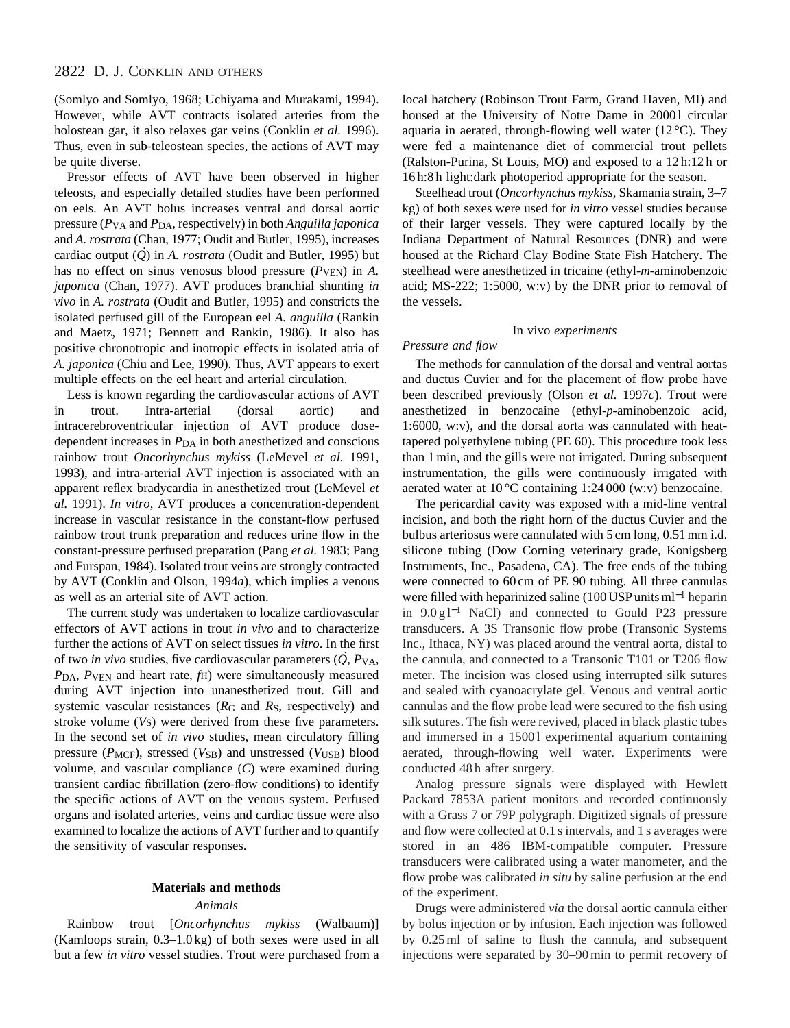(Somlyo and Somlyo, 1968; Uchiyama and Murakami, 1994). However, while AVT contracts isolated arteries from the holostean gar, it also relaxes gar veins (Conklin *et al.* 1996). Thus, even in sub-teleostean species, the actions of AVT may be quite diverse.

Pressor effects of AVT have been observed in higher teleosts, and especially detailed studies have been performed on eels. An AVT bolus increases ventral and dorsal aortic pressure ($P_{VA}$ and $P_{DA}$, respectively) in both *Anguilla japonica* and *A. rostrata* (Chan, 1977; Oudit and Butler, 1995), increases cardiac output ($\dot{Q}$) in *A. rostrata* (Oudit and Butler, 1995) but has no effect on sinus venosus blood pressure ($P_{VEN}$) in *A. japonica* (Chan, 1977). AVT produces branchial shunting *in vivo* in *A. rostrata* (Oudit and Butler, 1995) and constricts the isolated perfused gill of the European eel *A. anguilla* (Rankin and Maetz, 1971; Bennett and Rankin, 1986). It also has positive chronotropic and inotropic effects in isolated atria of *A. japonica* (Chiu and Lee, 1990). Thus, AVT appears to exert multiple effects on the eel heart and arterial circulation.

Less is known regarding the cardiovascular actions of AVT in trout. Intra-arterial (dorsal aortic) and intracerebroventricular injection of AVT produce dose-dependent increases in $P_{DA}$ in both anesthetized and conscious rainbow trout *Oncorhynchus mykiss* (LeMevel *et al.* 1991, 1993), and intra-arterial AVT injection is associated with an apparent reflex bradycardia in anesthetized trout (LeMevel *et al.* 1991). *In vitro*, AVT produces a concentration-dependent increase in vascular resistance in the constant-flow perfused rainbow trout trunk preparation and reduces urine flow in the constant-pressure perfused preparation (Pang *et al.* 1983; Pang and Furspan, 1984). Isolated trout veins are strongly contracted by AVT (Conklin and Olson, 1994*a*), which implies a venous as well as an arterial site of AVT action.

The current study was undertaken to localize cardiovascular effectors of AVT actions in trout *in vivo* and to characterize further the actions of AVT on select tissues *in vitro*. In the first of two *in vivo* studies, five cardiovascular parameters ($\dot{Q}$, $P_{VA}$, $P_{DA}$, $P_{VEN}$ and heart rate, $f_H$) were simultaneously measured during AVT injection into unanesthetized trout. Gill and systemic vascular resistances ($R_G$ and $R_S$, respectively) and stroke volume ($V_S$) were derived from these five parameters. In the second set of *in vivo* studies, mean circulatory filling pressure ($P_{MCF}$), stressed ($V_{SB}$) and unstressed ($V_{USB}$) blood volume, and vascular compliance ($C$) were examined during transient cardiac fibrillation (zero-flow conditions) to identify the specific actions of AVT on the venous system. Perfused organs and isolated arteries, veins and cardiac tissue were also examined to localize the actions of AVT further and to quantify the sensitivity of vascular responses.

## Materials and methods

### Animals

Rainbow trout [*Oncorhynchus mykiss* (Walbaum)] (Kamloops strain, 0.3–1.0 kg) of both sexes were used in all but a few *in vitro* vessel studies. Trout were purchased from a local hatchery (Robinson Trout Farm, Grand Haven, MI) and housed at the University of Notre Dame in 2000 l circular aquaria in aerated, through-flowing well water (12 °C). They were fed a maintenance diet of commercial trout pellets (Ralston-Purina, St Louis, MO) and exposed to a 12 h:12 h or 16 h:8 h light:dark photoperiod appropriate for the season.

Steelhead trout (*Oncorhynchus mykiss*, Skamania strain, 3–7 kg) of both sexes were used for *in vitro* vessel studies because of their larger vessels. They were captured locally by the Indiana Department of Natural Resources (DNR) and were housed at the Richard Clay Bodine State Fish Hatchery. The steelhead were anesthetized in tricaine (ethyl-*m*-aminobenzoic acid; MS-222; 1:5000, w:v) by the DNR prior to removal of the vessels.

### *In vivo* experiments

#### *Pressure and flow*

The methods for cannulation of the dorsal and ventral aortas and ductus Cuvier and for the placement of flow probe have been described previously (Olson *et al.* 1997*c*). Trout were anesthetized in benzocaine (ethyl-*p*-aminobenzoic acid, 1:6000, w:v), and the dorsal aorta was cannulated with heat-tapered polyethylene tubing (PE 60). This procedure took less than 1 min, and the gills were not irrigated. During subsequent instrumentation, the gills were continuously irrigated with aerated water at 10 °C containing 1:24 000 (w:v) benzocaine.

The pericardial cavity was exposed with a mid-line ventral incision, and both the right horn of the ductus Cuvier and the bulbus arteriosus were cannulated with 5 cm long, 0.51 mm i.d. silicone tubing (Dow Corning veterinary grade, Konigsberg Instruments, Inc., Pasadena, CA). The free ends of the tubing were connected to 60 cm of PE 90 tubing. All three cannulas were filled with heparinized saline (100 USP units $ml^{-1}$ heparin in 9.0 g $l^{-1}$ NaCl) and connected to Gould P23 pressure transducers. A 3S Transonic flow probe (Transonic Systems Inc., Ithaca, NY) was placed around the ventral aorta, distal to the cannula, and connected to a Transonic T101 or T206 flow meter. The incision was closed using interrupted silk sutures and sealed with cyanoacrylate gel. Venous and ventral aortic cannulas and the flow probe lead were secured to the fish using silk sutures. The fish were revived, placed in black plastic tubes and immersed in a 1500 l experimental aquarium containing aerated, through-flowing well water. Experiments were conducted 48 h after surgery.

Analog pressure signals were displayed with Hewlett Packard 7853A patient monitors and recorded continuously with a Grass 7 or 79P polygraph. Digitized signals of pressure and flow were collected at 0.1 s intervals, and 1 s averages were stored in an 486 IBM-compatible computer. Pressure transducers were calibrated using a water manometer, and the flow probe was calibrated *in situ* by saline perfusion at the end of the experiment.

Drugs were administered *via* the dorsal aortic cannula either by bolus injection or by infusion. Each injection was followed by 0.25 ml of saline to flush the cannula, and subsequent injections were separated by 30–90 min to permit recovery of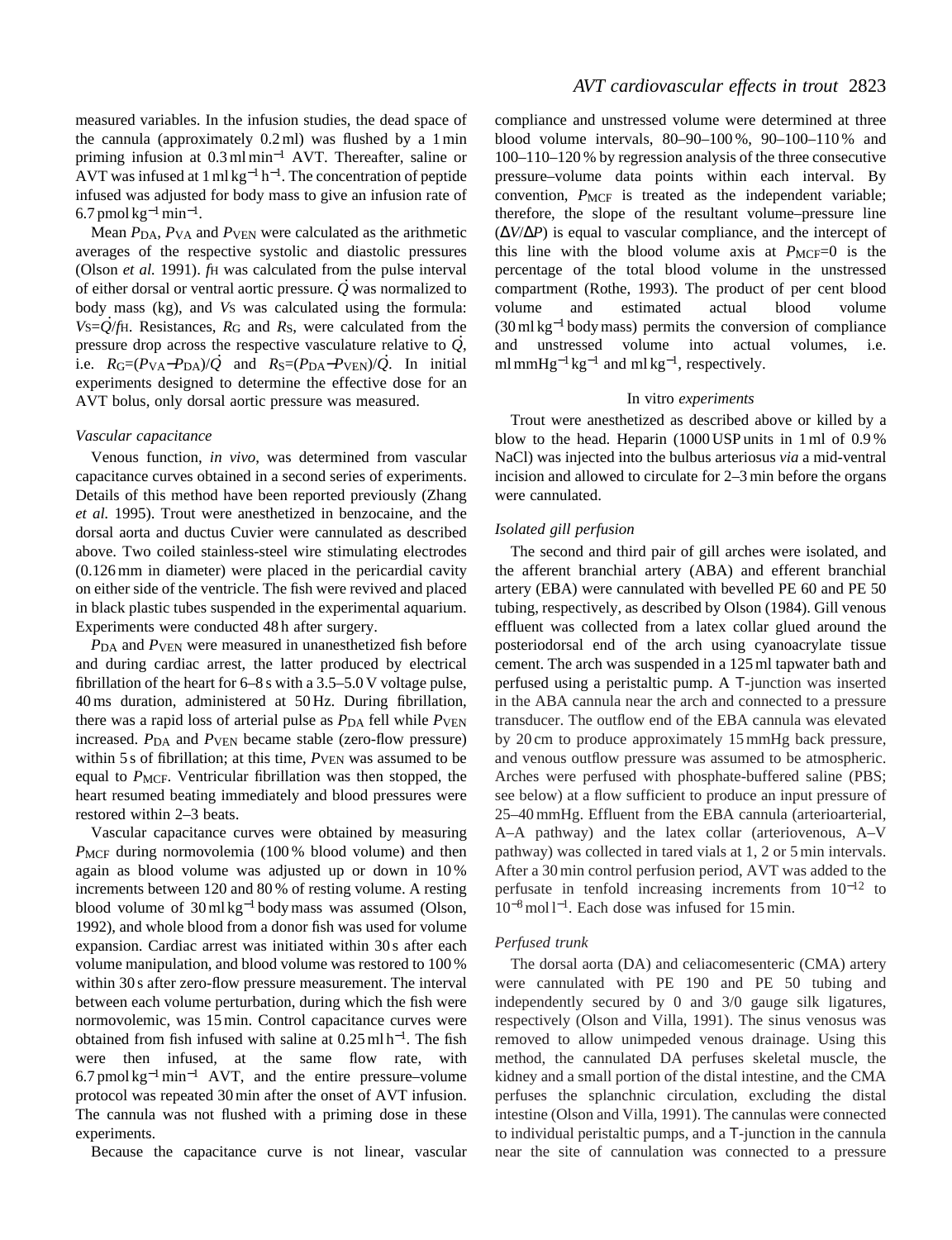measured variables. In the infusion studies, the dead space of the cannula (approximately 0.2 ml) was flushed by a 1 min priming infusion at 0.3 ml min$^{-1}$ AVT. Thereafter, saline or AVT was infused at 1 ml kg$^{-1}$ h$^{-1}$. The concentration of peptide infused was adjusted for body mass to give an infusion rate of 6.7 pmol kg$^{-1}$ min$^{-1}$.

Mean $P_{DA}$, $P_{VA}$ and $P_{VEN}$ were calculated as the arithmetic averages of the respective systolic and diastolic pressures (Olson *et al.* 1991). $f_H$ was calculated from the pulse interval of either dorsal or ventral aortic pressure. $\dot{Q}$ was normalized to body mass (kg), and $V_S$ was calculated using the formula: $V_S = \dot{Q}/f_H$. Resistances, $R_G$ and $R_S$, were calculated from the pressure drop across the respective vasculature relative to $\dot{Q}$, i.e. $R_G = (P_{VA} - P_{DA})/\dot{Q}$ and $R_S = (P_{DA} - P_{VEN})/\dot{Q}$. In initial experiments designed to determine the effective dose for an AVT bolus, only dorsal aortic pressure was measured.

### Vascular capacitance

Venous function, *in vivo*, was determined from vascular capacitance curves obtained in a second series of experiments. Details of this method have been reported previously (Zhang *et al.* 1995). Trout were anesthetized in benzocaine, and the dorsal aorta and ductus Cuvier were cannulated as described above. Two coiled stainless-steel wire stimulating electrodes (0.126 mm in diameter) were placed in the pericardial cavity on either side of the ventricle. The fish were revived and placed in black plastic tubes suspended in the experimental aquarium. Experiments were conducted 48 h after surgery.

$P_{DA}$ and $P_{VEN}$ were measured in unanesthetized fish before and during cardiac arrest, the latter produced by electrical fibrillation of the heart for 6–8 s with a 3.5–5.0 V voltage pulse, 40 ms duration, administered at 50 Hz. During fibrillation, there was a rapid loss of arterial pulse as $P_{DA}$ fell while $P_{VEN}$ increased. $P_{DA}$ and $P_{VEN}$ became stable (zero-flow pressure) within 5 s of fibrillation; at this time, $P_{VEN}$ was assumed to be equal to $P_{MCF}$. Ventricular fibrillation was then stopped, the heart resumed beating immediately and blood pressures were restored within 2–3 beats.

Vascular capacitance curves were obtained by measuring $P_{MCF}$ during normovolemia (100 % blood volume) and then again as blood volume was adjusted up or down in 10 % increments between 120 and 80 % of resting volume. A resting blood volume of 30 ml kg$^{-1}$ body mass was assumed (Olson, 1992), and whole blood from a donor fish was used for volume expansion. Cardiac arrest was initiated within 30 s after each volume manipulation, and blood volume was restored to 100 % within 30 s after zero-flow pressure measurement. The interval between each volume perturbation, during which the fish were normovolemic, was 15 min. Control capacitance curves were obtained from fish infused with saline at 0.25 ml h$^{-1}$. The fish were then infused, at the same flow rate, with 6.7 pmol kg$^{-1}$ min$^{-1}$ AVT, and the entire pressure–volume protocol was repeated 30 min after the onset of AVT infusion. The cannula was not flushed with a priming dose in these experiments.

Because the capacitance curve is not linear, vascular compliance and unstressed volume were determined at three blood volume intervals, 80–90–100 %, 90–100–110 % and 100–110–120 % by regression analysis of the three consecutive pressure–volume data points within each interval. By convention, $P_{MCF}$ is treated as the independent variable; therefore, the slope of the resultant volume–pressure line ($\Delta V/\Delta P$) is equal to vascular compliance, and the intercept of this line with the blood volume axis at $P_{MCF}=0$ is the percentage of the total blood volume in the unstressed compartment (Rothe, 1993). The product of per cent blood volume and estimated actual blood volume (30 ml kg$^{-1}$ body mass) permits the conversion of compliance and unstressed volume into actual volumes, i.e. ml mmHg$^{-1}$ kg$^{-1}$ and ml kg$^{-1}$, respectively.

## In vitro *experiments*

Trout were anesthetized as described above or killed by a blow to the head. Heparin (1000 USP units in 1 ml of 0.9 % NaCl) was injected into the bulbus arteriosus *via* a mid-ventral incision and allowed to circulate for 2–3 min before the organs were cannulated.

### Isolated gill perfusion

The second and third pair of gill arches were isolated, and the afferent branchial artery (ABA) and efferent branchial artery (EBA) were cannulated with bevelled PE 60 and PE 50 tubing, respectively, as described by Olson (1984). Gill venous effluent was collected from a latex collar glued around the posteriodorsal end of the arch using cyanoacrylate tissue cement. The arch was suspended in a 125 ml tapwater bath and perfused using a peristaltic pump. A T-junction was inserted in the ABA cannula near the arch and connected to a pressure transducer. The outflow end of the EBA cannula was elevated by 20 cm to produce approximately 15 mmHg back pressure, and venous outflow pressure was assumed to be atmospheric. Arches were perfused with phosphate-buffered saline (PBS; see below) at a flow sufficient to produce an input pressure of 25–40 mmHg. Effluent from the EBA cannula (arterioarterial, A–A pathway) and the latex collar (arteriovenous, A–V pathway) was collected in tared vials at 1, 2 or 5 min intervals. After a 30 min control perfusion period, AVT was added to the perfusate in tenfold increasing increments from $10^{-12}$ to $10^{-8}$ mol l$^{-1}$. Each dose was infused for 15 min.

### Perfused trunk

The dorsal aorta (DA) and celiacomesenteric (CMA) artery were cannulated with PE 190 and PE 50 tubing and independently secured by 0 and 3/0 gauge silk ligatures, respectively (Olson and Villa, 1991). The sinus venosus was removed to allow unimpeded venous drainage. Using this method, the cannulated DA perfuses skeletal muscle, the kidney and a small portion of the distal intestine, and the CMA perfuses the splanchnic circulation, excluding the distal intestine (Olson and Villa, 1991). The cannulas were connected to individual peristaltic pumps, and a T-junction in the cannula near the site of cannulation was connected to a pressure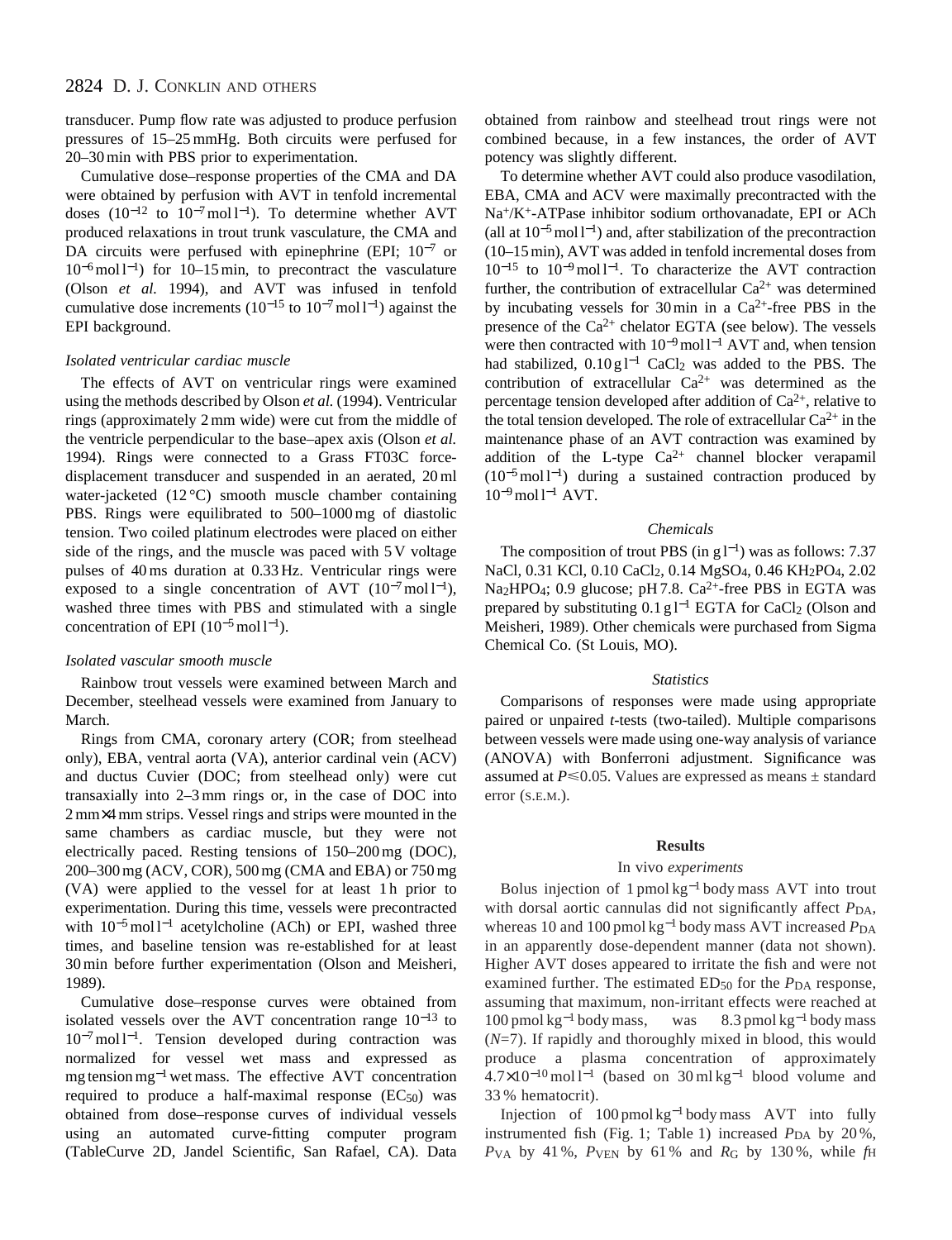transducer. Pump flow rate was adjusted to produce perfusion pressures of 15–25 mmHg. Both circuits were perfused for 20–30 min with PBS prior to experimentation.

Cumulative dose–response properties of the CMA and DA were obtained by perfusion with AVT in tenfold incremental doses ($10^{-12}$ to $10^{-7}$ mol l$^{-1}$). To determine whether AVT produced relaxations in trout trunk vasculature, the CMA and DA circuits were perfused with epinephrine (EPI; $10^{-7}$ or $10^{-6}$ mol l$^{-1}$) for 10–15 min, to precontract the vasculature (Olson *et al.* 1994), and AVT was infused in tenfold cumulative dose increments ($10^{-15}$ to $10^{-7}$ mol l$^{-1}$) against the EPI background.

### *Isolated ventricular cardiac muscle*

The effects of AVT on ventricular rings were examined using the methods described by Olson *et al.* (1994). Ventricular rings (approximately 2 mm wide) were cut from the middle of the ventricle perpendicular to the base–apex axis (Olson *et al.* 1994). Rings were connected to a Grass FT03C force-displacement transducer and suspended in an aerated, 20 ml water-jacketed (12 °C) smooth muscle chamber containing PBS. Rings were equilibrated to 500–1000 mg of diastolic tension. Two coiled platinum electrodes were placed on either side of the rings, and the muscle was paced with 5 V voltage pulses of 40 ms duration at 0.33 Hz. Ventricular rings were exposed to a single concentration of AVT ($10^{-7}$ mol l$^{-1}$), washed three times with PBS and stimulated with a single concentration of EPI ($10^{-5}$ mol l$^{-1}$).

### *Isolated vascular smooth muscle*

Rainbow trout vessels were examined between March and December, steelhead vessels were examined from January to March.

Rings from CMA, coronary artery (COR; from steelhead only), EBA, ventral aorta (VA), anterior cardinal vein (ACV) and ductus Cuvier (DOC; from steelhead only) were cut transaxially into 2–3 mm rings or, in the case of DOC into 2 mm×4 mm strips. Vessel rings and strips were mounted in the same chambers as cardiac muscle, but they were not electrically paced. Resting tensions of 150–200 mg (DOC), 200–300 mg (ACV, COR), 500 mg (CMA and EBA) or 750 mg (VA) were applied to the vessel for at least 1 h prior to experimentation. During this time, vessels were precontracted with $10^{-5}$ mol l$^{-1}$ acetylcholine (ACh) or EPI, washed three times, and baseline tension was re-established for at least 30 min before further experimentation (Olson and Meisheri, 1989).

Cumulative dose–response curves were obtained from isolated vessels over the AVT concentration range $10^{-13}$ to $10^{-7}$ mol l$^{-1}$. Tension developed during contraction was normalized for vessel wet mass and expressed as mg tension mg$^{-1}$ wet mass. The effective AVT concentration required to produce a half-maximal response ($EC_{50}$) was obtained from dose–response curves of individual vessels using an automated curve-fitting computer program (TableCurve 2D, Jandel Scientific, San Rafael, CA). Data obtained from rainbow and steelhead trout rings were not combined because, in a few instances, the order of AVT potency was slightly different.

To determine whether AVT could also produce vasodilation, EBA, CMA and ACV were maximally precontracted with the $Na^+/K^+$-ATPase inhibitor sodium orthovanadate, EPI or ACh (all at $10^{-5}$ mol l$^{-1}$) and, after stabilization of the precontraction (10–15 min), AVT was added in tenfold incremental doses from $10^{-15}$ to $10^{-9}$ mol l$^{-1}$. To characterize the AVT contraction further, the contribution of extracellular $Ca^{2+}$ was determined by incubating vessels for 30 min in a $Ca^{2+}$-free PBS in the presence of the $Ca^{2+}$ chelator EGTA (see below). The vessels were then contracted with $10^{-9}$ mol l$^{-1}$ AVT and, when tension had stabilized, 0.10 g l$^{-1}$ $CaCl_2$ was added to the PBS. The contribution of extracellular $Ca^{2+}$ was determined as the percentage tension developed after addition of $Ca^{2+}$, relative to the total tension developed. The role of extracellular $Ca^{2+}$ in the maintenance phase of an AVT contraction was examined by addition of the L-type $Ca^{2+}$ channel blocker verapamil ($10^{-5}$ mol l$^{-1}$) during a sustained contraction produced by $10^{-9}$ mol l$^{-1}$ AVT.

### *Chemicals*

The composition of trout PBS (in g l$^{-1}$) was as follows: 7.37 NaCl, 0.31 KCl, 0.10 $CaCl_2$, 0.14 $MgSO_4$, 0.46 $KH_2PO_4$, 2.02 $Na_2HPO_4$; 0.9 glucose; pH 7.8. $Ca^{2+}$-free PBS in EGTA was prepared by substituting 0.1 g l$^{-1}$ EGTA for $CaCl_2$ (Olson and Meisheri, 1989). Other chemicals were purchased from Sigma Chemical Co. (St Louis, MO).

### *Statistics*

Comparisons of responses were made using appropriate paired or unpaired *t*-tests (two-tailed). Multiple comparisons between vessels were made using one-way analysis of variance (ANOVA) with Bonferroni adjustment. Significance was assumed at $P \leq 0.05$. Values are expressed as means ± standard error (S.E.M.).

## Results

### In vivo *experiments*

Bolus injection of 1 pmol kg$^{-1}$ body mass AVT into trout with dorsal aortic cannulas did not significantly affect $P_{DA}$, whereas 10 and 100 pmol kg$^{-1}$ body mass AVT increased $P_{DA}$ in an apparently dose-dependent manner (data not shown). Higher AVT doses appeared to irritate the fish and were not examined further. The estimated $ED_{50}$ for the $P_{DA}$ response, assuming that maximum, non-irritant effects were reached at 100 pmol kg$^{-1}$ body mass, was 8.3 pmol kg$^{-1}$ body mass (*N*=7). If rapidly and thoroughly mixed in blood, this would produce a plasma concentration of approximately $4.7\times10^{-10}$ mol l$^{-1}$ (based on 30 ml kg$^{-1}$ blood volume and 33 % hematocrit).

Injection of 100 pmol kg$^{-1}$ body mass AVT into fully instrumented fish (Fig. 1; Table 1) increased $P_{DA}$ by 20 %, $P_{VA}$ by 41 %, $P_{VEN}$ by 61 % and $R_G$ by 130 %, while $f_H$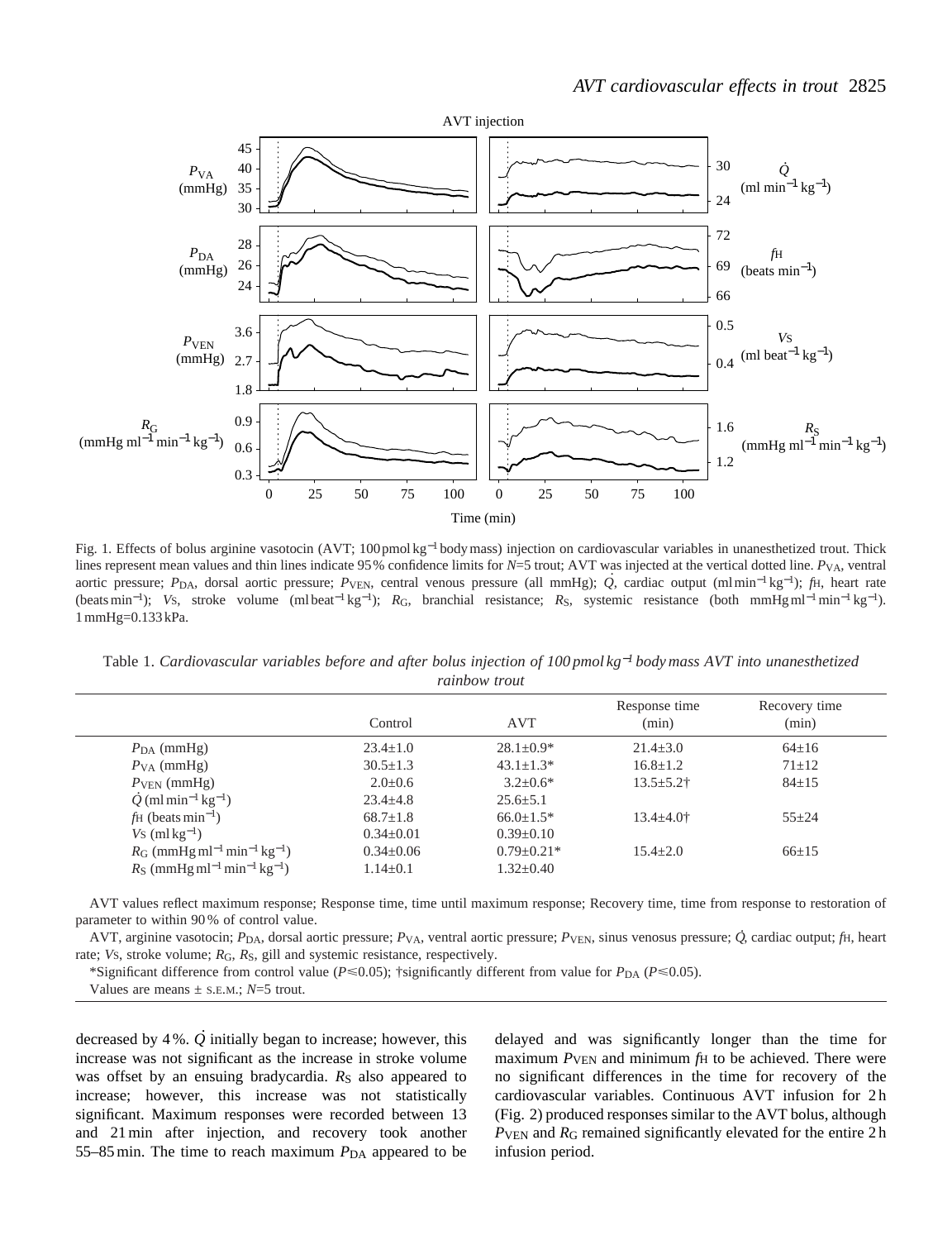Fig. 1. Effects of bolus arginine vasotocin (AVT; 100 pmol kg$^{-1}$ body mass) injection on cardiovascular variables in unanesthetized trout. Thick lines represent mean values and thin lines indicate 95 % confidence limits for $N$=5 trout; AVT was injected at the vertical dotted line. $P_{VA}$, ventral aortic pressure; $P_{DA}$, dorsal aortic pressure; $P_{VEN}$, central venous pressure (all mmHg); $\dot{Q}$, cardiac output (ml min$^{-1}$ kg$^{-1}$); $f_H$, heart rate (beats min$^{-1}$); $V_S$, stroke volume (ml beat$^{-1}$ kg$^{-1}$); $R_G$, branchial resistance; $R_S$, systemic resistance (both mmHg ml$^{-1}$ min$^{-1}$ kg$^{-1}$). 1 mmHg=0.133 kPa.

Table 1. *Cardiovascular variables before and after bolus injection of 100 pmol kg$^{-1}$ body mass AVT into unanesthetized rainbow trout*

| | Control | AVT | Response time (min) | Recovery time (min) |
|---|---|---|---|---|
| $P_{DA}$ (mmHg) | 23.4±1.0 | 28.1±0.9* | 21.4±3.0 | 64±16 |
| $P_{VA}$ (mmHg) | 30.5±1.3 | 43.1±1.3* | 16.8±1.2 | 71±12 |
| $P_{VEN}$ (mmHg) | 2.0±0.6 | 3.2±0.6* | 13.5±5.2† | 84±15 |
| $\dot{Q}$ (ml min$^{-1}$ kg$^{-1}$) | 23.4±4.8 | 25.6±5.1 | | |
| $f_H$ (beats min$^{-1}$) | 68.7±1.8 | 66.0±1.5* | 13.4±4.0† | 55±24 |
| $V_S$ (ml kg$^{-1}$) | 0.34±0.01 | 0.39±0.10 | | |
| $R_G$ (mmHg ml$^{-1}$ min$^{-1}$ kg$^{-1}$) | 0.34±0.06 | 0.79±0.21* | 15.4±2.0 | 66±15 |
| $R_S$ (mmHg ml$^{-1}$ min$^{-1}$ kg$^{-1}$) | 1.14±0.1 | 1.32±0.40 | | |

AVT values reflect maximum response; Response time, time until maximum response; Recovery time, time from response to restoration of parameter to within 90 % of control value.

AVT, arginine vasotocin; $P_{DA}$, dorsal aortic pressure; $P_{VA}$, ventral aortic pressure; $P_{VEN}$, sinus venosus pressure; $\dot{Q}$, cardiac output; $f_H$, heart rate; $V_S$, stroke volume; $R_G$, $R_S$, gill and systemic resistance, respectively.

*Significant difference from control value ($P$≤0.05); †significantly different from value for $P_{DA}$ ($P$≤0.05).

Values are means ± S.E.M.; $N$=5 trout.

decreased by 4 %. $\dot{Q}$ initially began to increase; however, this increase was not significant as the increase in stroke volume was offset by an ensuing bradycardia. $R_S$ also appeared to increase; however, this increase was not statistically significant. Maximum responses were recorded between 13 and 21 min after injection, and recovery took another 55–85 min. The time to reach maximum $P_{DA}$ appeared to be delayed and was significantly longer than the time for maximum $P_{VEN}$ and minimum $f_H$ to be achieved. There were no significant differences in the time for recovery of the cardiovascular variables. Continuous AVT infusion for 2 h (Fig. 2) produced responses similar to the AVT bolus, although $P_{VEN}$ and $R_G$ remained significantly elevated for the entire 2 h infusion period.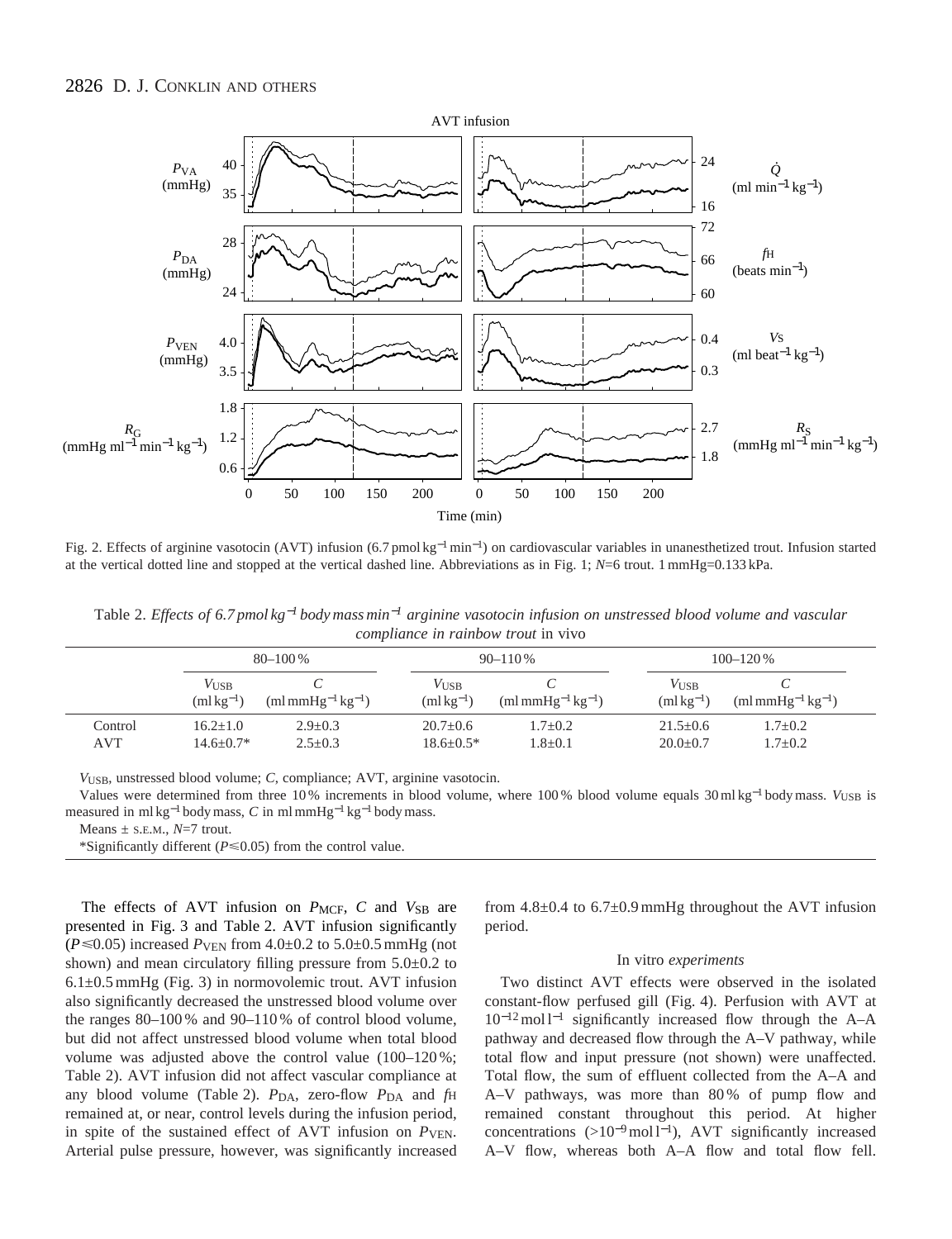Fig. 2. Effects of arginine vasotocin (AVT) infusion (6.7 pmol kg$^{-1}$ min$^{-1}$) on cardiovascular variables in unanesthetized trout. Infusion started at the vertical dotted line and stopped at the vertical dashed line. Abbreviations as in Fig. 1; *N*=6 trout. 1 mmHg=0.133 kPa.

Table 2. *Effects of 6.7 pmol kg$^{-1}$ body mass min$^{-1}$ arginine vasotocin infusion on unstressed blood volume and vascular compliance in rainbow trout* in vivo

| | 80–100 % | | 90–110 % | | 100–120 % | |
|---|---|---|---|---|---|---|
| | $V_{USB}$ (ml kg$^{-1}$) | $C$ (ml mmHg$^{-1}$ kg$^{-1}$) | $V_{USB}$ (ml kg$^{-1}$) | $C$ (ml mmHg$^{-1}$ kg$^{-1}$) | $V_{USB}$ (ml kg$^{-1}$) | $C$ (ml mmHg$^{-1}$ kg$^{-1}$) |
| Control | 16.2±1.0 | 2.9±0.3 | 20.7±0.6 | 1.7±0.2 | 21.5±0.6 | 1.7±0.2 |
| AVT | 14.6±0.7* | 2.5±0.3 | 18.6±0.5* | 1.8±0.1 | 20.0±0.7 | 1.7±0.2 |

$V_{USB}$, unstressed blood volume; $C$, compliance; AVT, arginine vasotocin.

Values were determined from three 10 % increments in blood volume, where 100 % blood volume equals 30 ml kg$^{-1}$ body mass. $V_{USB}$ is measured in ml kg$^{-1}$ body mass, $C$ in ml mmHg$^{-1}$ kg$^{-1}$ body mass.

Means ± S.E.M., *N*=7 trout.

*Significantly different ($P\leqslant0.05$) from the control value.

The effects of AVT infusion on $P_{MCF}$, $C$ and $V_{SB}$ are presented in Fig. 3 and Table 2. AVT infusion significantly ($P\leqslant0.05$) increased $P_{VEN}$ from 4.0±0.2 to 5.0±0.5 mmHg (not shown) and mean circulatory filling pressure from 5.0±0.2 to 6.1±0.5 mmHg (Fig. 3) in normovolemic trout. AVT infusion also significantly decreased the unstressed blood volume over the ranges 80–100 % and 90–110 % of control blood volume, but did not affect unstressed blood volume when total blood volume was adjusted above the control value (100–120 %; Table 2). AVT infusion did not affect vascular compliance at any blood volume (Table 2). $P_{DA}$, zero-flow $P_{DA}$ and $f_H$ remained at, or near, control levels during the infusion period, in spite of the sustained effect of AVT infusion on $P_{VEN}$. Arterial pulse pressure, however, was significantly increased from 4.8±0.4 to 6.7±0.9 mmHg throughout the AVT infusion period.

### In vitro *experiments*

Two distinct AVT effects were observed in the isolated constant-flow perfused gill (Fig. 4). Perfusion with AVT at $10^{-12}$ mol l$^{-1}$ significantly increased flow through the A–A pathway and decreased flow through the A–V pathway, while total flow and input pressure (not shown) were unaffected. Total flow, the sum of effluent collected from the A–A and A–V pathways, was more than 80 % of pump flow and remained constant throughout this period. At higher concentrations (>$10^{-9}$ mol l$^{-1}$), AVT significantly increased A–V flow, whereas both A–A flow and total flow fell.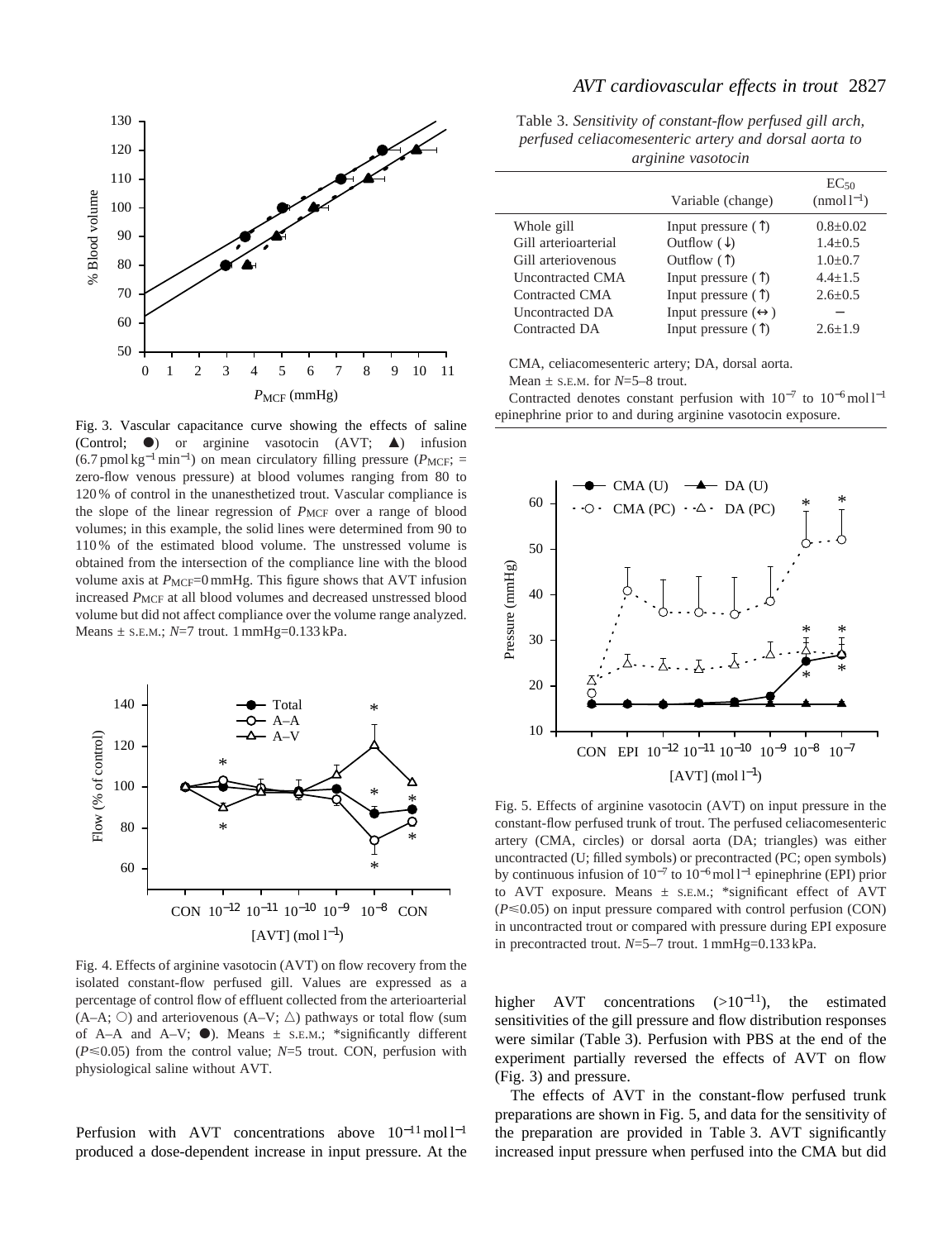Fig. 3. Vascular capacitance curve showing the effects of saline (Control; ●) or arginine vasotocin (AVT; ▲) infusion ($6.7\,\text{pmol}\,\text{kg}^{-1}\,\text{min}^{-1}$) on mean circulatory filling pressure ($P_{\text{MCF}}$; = zero-flow venous pressure) at blood volumes ranging from 80 to 120 % of control in the unanesthetized trout. Vascular compliance is the slope of the linear regression of $P_{\text{MCF}}$ over a range of blood volumes; in this example, the solid lines were determined from 90 to 110 % of the estimated blood volume. The unstressed volume is obtained from the intersection of the compliance line with the blood volume axis at $P_{\text{MCF}}$=0 mmHg. This figure shows that AVT infusion increased $P_{\text{MCF}}$ at all blood volumes and decreased unstressed blood volume but did not affect compliance over the volume range analyzed. Means ± S.E.M.; $N$=7 trout. 1 mmHg=0.133 kPa.

Fig. 4. Effects of arginine vasotocin (AVT) on flow recovery from the isolated constant-flow perfused gill. Values are expressed as a percentage of control flow of effluent collected from the arterioarterial (A–A; ○) and arteriovenous (A–V; △) pathways or total flow (sum of A–A and A–V; ●). Means ± S.E.M.; *significantly different ($P \leqslant 0.05$) from the control value; $N$=5 trout. CON, perfusion with physiological saline without AVT.

Perfusion with AVT concentrations above $10^{-11}\,\text{mol}\,\text{l}^{-1}$ produced a dose-dependent increase in input pressure. At the higher AVT concentrations ($>10^{-11}$), the estimated sensitivities of the gill pressure and flow distribution responses were similar (Table 3). Perfusion with PBS at the end of the experiment partially reversed the effects of AVT on flow (Fig. 3) and pressure.

The effects of AVT in the constant-flow perfused trunk preparations are shown in Fig. 5, and data for the sensitivity of the preparation are provided in Table 3. AVT significantly increased input pressure when perfused into the CMA but did

Table 3. *Sensitivity of constant-flow perfused gill arch, perfused celiacomesenteric artery and dorsal aorta to arginine vasotocin*

| | Variable (change) | $EC_{50}$ ($\text{nmol}\,\text{l}^{-1}$) |
|---|---|---|
| Whole gill | Input pressure (↑) | 0.8±0.02 |
| Gill arterioarterial | Outflow (↓) | 1.4±0.5 |
| Gill arteriovenous | Outflow (↑) | 1.0±0.7 |
| Uncontracted CMA | Input pressure (↑) | 4.4±1.5 |
| Contracted CMA | Input pressure (↑) | 2.6±0.5 |
| Uncontracted DA | Input pressure (↔) | – |
| Contracted DA | Input pressure (↑) | 2.6±1.9 |

CMA, celiacomesenteric artery; DA, dorsal aorta.

Mean ± S.E.M. for $N$=5–8 trout.

Contracted denotes constant perfusion with $10^{-7}$ to $10^{-6}\,\text{mol}\,\text{l}^{-1}$ epinephrine prior to and during arginine vasotocin exposure.

Fig. 5. Effects of arginine vasotocin (AVT) on input pressure in the constant-flow perfused trunk of trout. The perfused celiacomesenteric artery (CMA, circles) or dorsal aorta (DA; triangles) was either uncontracted (U; filled symbols) or precontracted (PC; open symbols) by continuous infusion of $10^{-7}$ to $10^{-6}\,\text{mol}\,\text{l}^{-1}$ epinephrine (EPI) prior to AVT exposure. Means ± S.E.M.; *significant effect of AVT ($P \leqslant 0.05$) on input pressure compared with control perfusion (CON) in uncontracted trout or compared with pressure during EPI exposure in precontracted trout. $N$=5–7 trout. 1 mmHg=0.133 kPa.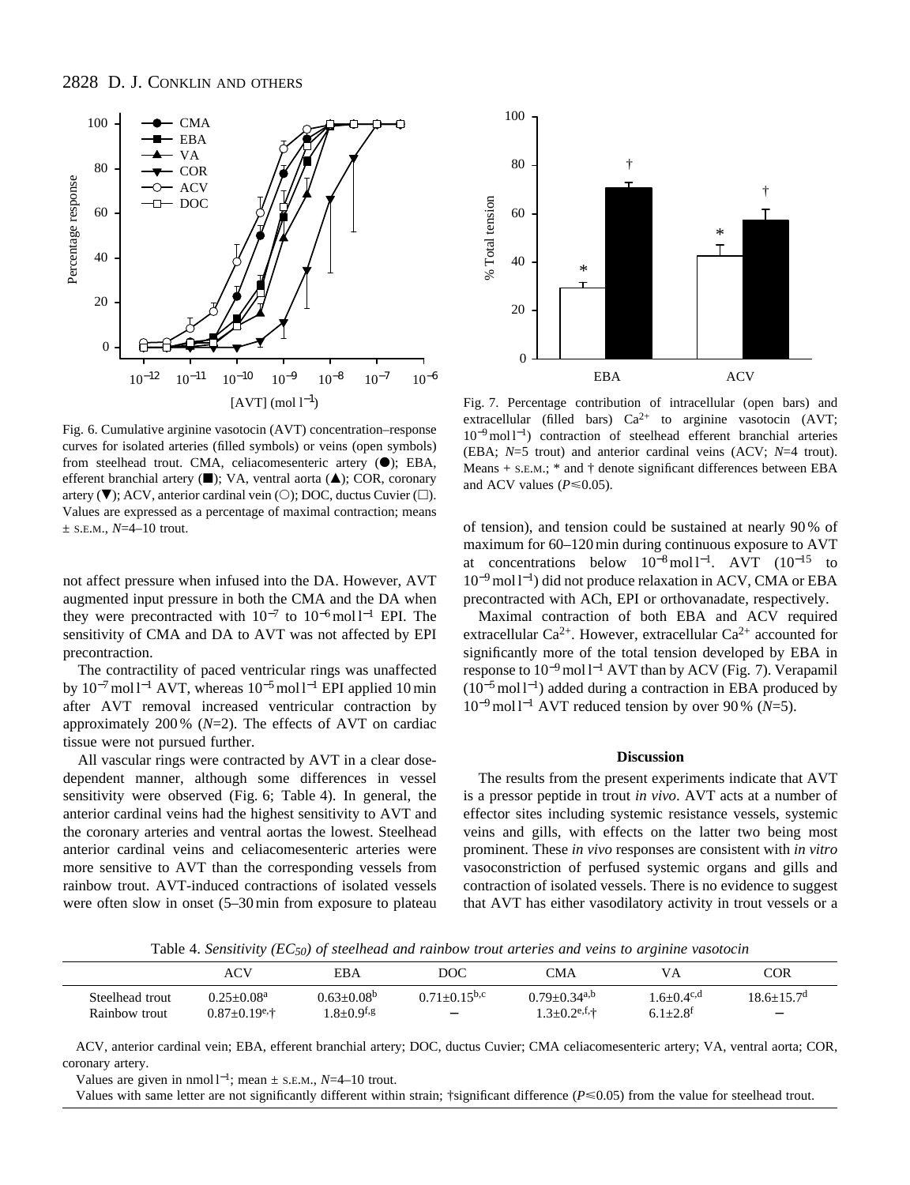Fig. 6. Cumulative arginine vasotocin (AVT) concentration–response curves for isolated arteries (filled symbols) or veins (open symbols) from steelhead trout. CMA, celiacomesenteric artery (●); EBA, efferent branchial artery (■); VA, ventral aorta (▲); COR, coronary artery (▼); ACV, anterior cardinal vein (○); DOC, ductus Cuvier (□). Values are expressed as a percentage of maximal contraction; means ± S.E.M., $N$=4–10 trout.

Fig. 7. Percentage contribution of intracellular (open bars) and extracellular (filled bars) $Ca^{2+}$ to arginine vasotocin (AVT; $10^{-9}$ mol $l^{-1}$) contraction of steelhead efferent branchial arteries (EBA; $N$=5 trout) and anterior cardinal veins (ACV; $N$=4 trout). Means + S.E.M.; * and † denote significant differences between EBA and ACV values ($P\leq0.05$).

not affect pressure when infused into the DA. However, AVT augmented input pressure in both the CMA and the DA when they were precontracted with $10^{-7}$ to $10^{-6}$ mol $l^{-1}$ EPI. The sensitivity of CMA and DA to AVT was not affected by EPI precontraction.

The contractility of paced ventricular rings was unaffected by $10^{-7}$ mol $l^{-1}$ AVT, whereas $10^{-5}$ mol $l^{-1}$ EPI applied 10 min after AVT removal increased ventricular contraction by approximately 200 % ($N$=2). The effects of AVT on cardiac tissue were not pursued further.

All vascular rings were contracted by AVT in a clear dose-dependent manner, although some differences in vessel sensitivity were observed (Fig. 6; Table 4). In general, the anterior cardinal veins had the highest sensitivity to AVT and the coronary arteries and ventral aortas the lowest. Steelhead anterior cardinal veins and celiacomesenteric arteries were more sensitive to AVT than the corresponding vessels from rainbow trout. AVT-induced contractions of isolated vessels were often slow in onset (5–30 min from exposure to plateau of tension), and tension could be sustained at nearly 90 % of maximum for 60–120 min during continuous exposure to AVT at concentrations below $10^{-8}$ mol $l^{-1}$. AVT ($10^{-15}$ to $10^{-9}$ mol $l^{-1}$) did not produce relaxation in ACV, CMA or EBA precontracted with ACh, EPI or orthovanadate, respectively.

Maximal contraction of both EBA and ACV required extracellular $Ca^{2+}$. However, extracellular $Ca^{2+}$ accounted for significantly more of the total tension developed by EBA in response to $10^{-9}$ mol $l^{-1}$ AVT than by ACV (Fig. 7). Verapamil ($10^{-5}$ mol $l^{-1}$) added during a contraction in EBA produced by $10^{-9}$ mol $l^{-1}$ AVT reduced tension by over 90 % ($N$=5).

## Discussion

The results from the present experiments indicate that AVT is a pressor peptide in trout *in vivo*. AVT acts at a number of effector sites including systemic resistance vessels, systemic veins and gills, with effects on the latter two being most prominent. These *in vivo* responses are consistent with *in vitro* vasoconstriction of perfused systemic organs and gills and contraction of isolated vessels. There is no evidence to suggest that AVT has either vasodilatory activity in trout vessels or a

Table 4. *Sensitivity ($EC_{50}$) of steelhead and rainbow trout arteries and veins to arginine vasotocin*

| | ACV | EBA | DOC | CMA | VA | COR |
|---|---|---|---|---|---|---|
| Steelhead trout | $0.25\pm0.08^{a}$ | $0.63\pm0.08^{b}$ | $0.71\pm0.15^{b,c}$ | $0.79\pm0.34^{a,b}$ | $1.6\pm0.4^{c,d}$ | $18.6\pm15.7^{d}$ |
| Rainbow trout | $0.87\pm0.19^{e}$,† | $1.8\pm0.9^{f,g}$ | – | $1.3\pm0.2^{e,f}$,† | $6.1\pm2.8^{f}$ | – |

ACV, anterior cardinal vein; EBA, efferent branchial artery; DOC, ductus Cuvier; CMA celiacomesenteric artery; VA, ventral aorta; COR, coronary artery.

Values are given in nmol $l^{-1}$; mean ± S.E.M., $N$=4–10 trout.

Values with same letter are not significantly different within strain; †significant difference ($P\leq0.05$) from the value for steelhead trout.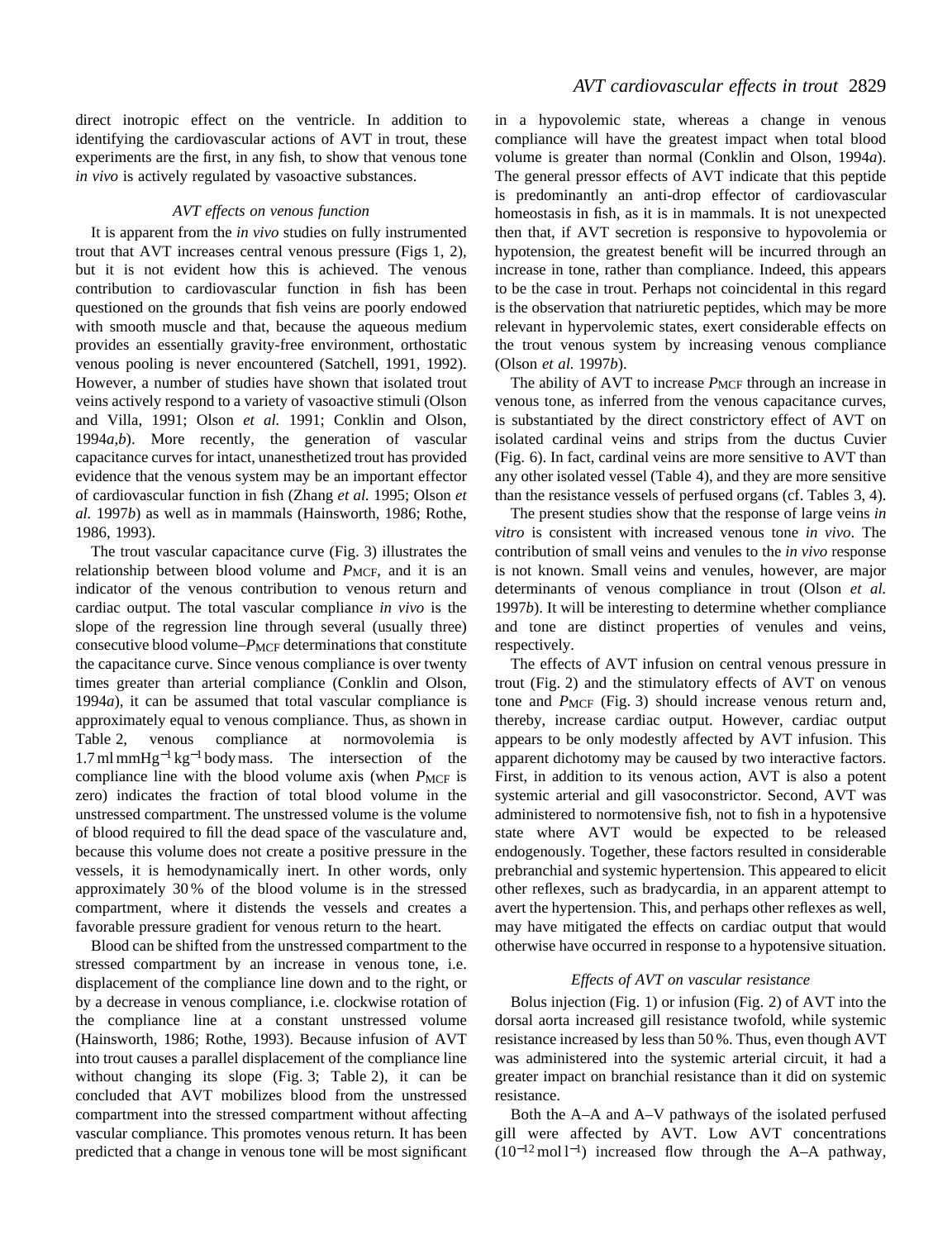direct inotropic effect on the ventricle. In addition to identifying the cardiovascular actions of AVT in trout, these experiments are the first, in any fish, to show that venous tone *in vivo* is actively regulated by vasoactive substances.

### *AVT effects on venous function*

It is apparent from the *in vivo* studies on fully instrumented trout that AVT increases central venous pressure (Figs 1, 2), but it is not evident how this is achieved. The venous contribution to cardiovascular function in fish has been questioned on the grounds that fish veins are poorly endowed with smooth muscle and that, because the aqueous medium provides an essentially gravity-free environment, orthostatic venous pooling is never encountered (Satchell, 1991, 1992). However, a number of studies have shown that isolated trout veins actively respond to a variety of vasoactive stimuli (Olson and Villa, 1991; Olson *et al.* 1991; Conklin and Olson, 1994*a*,*b*). More recently, the generation of vascular capacitance curves for intact, unanesthetized trout has provided evidence that the venous system may be an important effector of cardiovascular function in fish (Zhang *et al.* 1995; Olson *et al.* 1997*b*) as well as in mammals (Hainsworth, 1986; Rothe, 1986, 1993).

The trout vascular capacitance curve (Fig. 3) illustrates the relationship between blood volume and $P_{MCF}$, and it is an indicator of the venous contribution to venous return and cardiac output. The total vascular compliance *in vivo* is the slope of the regression line through several (usually three) consecutive blood volume–$P_{MCF}$ determinations that constitute the capacitance curve. Since venous compliance is over twenty times greater than arterial compliance (Conklin and Olson, 1994*a*), it can be assumed that total vascular compliance is approximately equal to venous compliance. Thus, as shown in Table 2, venous compliance at normovolemia is $1.7\,\mathrm{ml\,mmHg^{-1}\,kg^{-1}}$ body mass. The intersection of the compliance line with the blood volume axis (when $P_{MCF}$ is zero) indicates the fraction of total blood volume in the unstressed compartment. The unstressed volume is the volume of blood required to fill the dead space of the vasculature and, because this volume does not create a positive pressure in the vessels, it is hemodynamically inert. In other words, only approximately 30 % of the blood volume is in the stressed compartment, where it distends the vessels and creates a favorable pressure gradient for venous return to the heart.

Blood can be shifted from the unstressed compartment to the stressed compartment by an increase in venous tone, i.e. displacement of the compliance line down and to the right, or by a decrease in venous compliance, i.e. clockwise rotation of the compliance line at a constant unstressed volume (Hainsworth, 1986; Rothe, 1993). Because infusion of AVT into trout causes a parallel displacement of the compliance line without changing its slope (Fig. 3; Table 2), it can be concluded that AVT mobilizes blood from the unstressed compartment into the stressed compartment without affecting vascular compliance. This promotes venous return. It has been predicted that a change in venous tone will be most significant in a hypovolemic state, whereas a change in venous compliance will have the greatest impact when total blood volume is greater than normal (Conklin and Olson, 1994*a*). The general pressor effects of AVT indicate that this peptide is predominantly an anti-drop effector of cardiovascular homeostasis in fish, as it is in mammals. It is not unexpected then that, if AVT secretion is responsive to hypovolemia or hypotension, the greatest benefit will be incurred through an increase in tone, rather than compliance. Indeed, this appears to be the case in trout. Perhaps not coincidental in this regard is the observation that natriuretic peptides, which may be more relevant in hypervolemic states, exert considerable effects on the trout venous system by increasing venous compliance (Olson *et al.* 1997*b*).

The ability of AVT to increase $P_{MCF}$ through an increase in venous tone, as inferred from the venous capacitance curves, is substantiated by the direct constrictory effect of AVT on isolated cardinal veins and strips from the ductus Cuvier (Fig. 6). In fact, cardinal veins are more sensitive to AVT than any other isolated vessel (Table 4), and they are more sensitive than the resistance vessels of perfused organs (cf. Tables 3, 4).

The present studies show that the response of large veins *in vitro* is consistent with increased venous tone *in vivo*. The contribution of small veins and venules to the *in vivo* response is not known. Small veins and venules, however, are major determinants of venous compliance in trout (Olson *et al.* 1997*b*). It will be interesting to determine whether compliance and tone are distinct properties of venules and veins, respectively.

The effects of AVT infusion on central venous pressure in trout (Fig. 2) and the stimulatory effects of AVT on venous tone and $P_{MCF}$ (Fig. 3) should increase venous return and, thereby, increase cardiac output. However, cardiac output appears to be only modestly affected by AVT infusion. This apparent dichotomy may be caused by two interactive factors. First, in addition to its venous action, AVT is also a potent systemic arterial and gill vasoconstrictor. Second, AVT was administered to normotensive fish, not to fish in a hypotensive state where AVT would be expected to be released endogenously. Together, these factors resulted in considerable prebranchial and systemic hypertension. This appeared to elicit other reflexes, such as bradycardia, in an apparent attempt to avert the hypertension. This, and perhaps other reflexes as well, may have mitigated the effects on cardiac output that would otherwise have occurred in response to a hypotensive situation.

### *Effects of AVT on vascular resistance*

Bolus injection (Fig. 1) or infusion (Fig. 2) of AVT into the dorsal aorta increased gill resistance twofold, while systemic resistance increased by less than 50 %. Thus, even though AVT was administered into the systemic arterial circuit, it had a greater impact on branchial resistance than it did on systemic resistance.

Both the A–A and A–V pathways of the isolated perfused gill were affected by AVT. Low AVT concentrations ($10^{-12}\,\mathrm{mol\,l^{-1}}$) increased flow through the A–A pathway,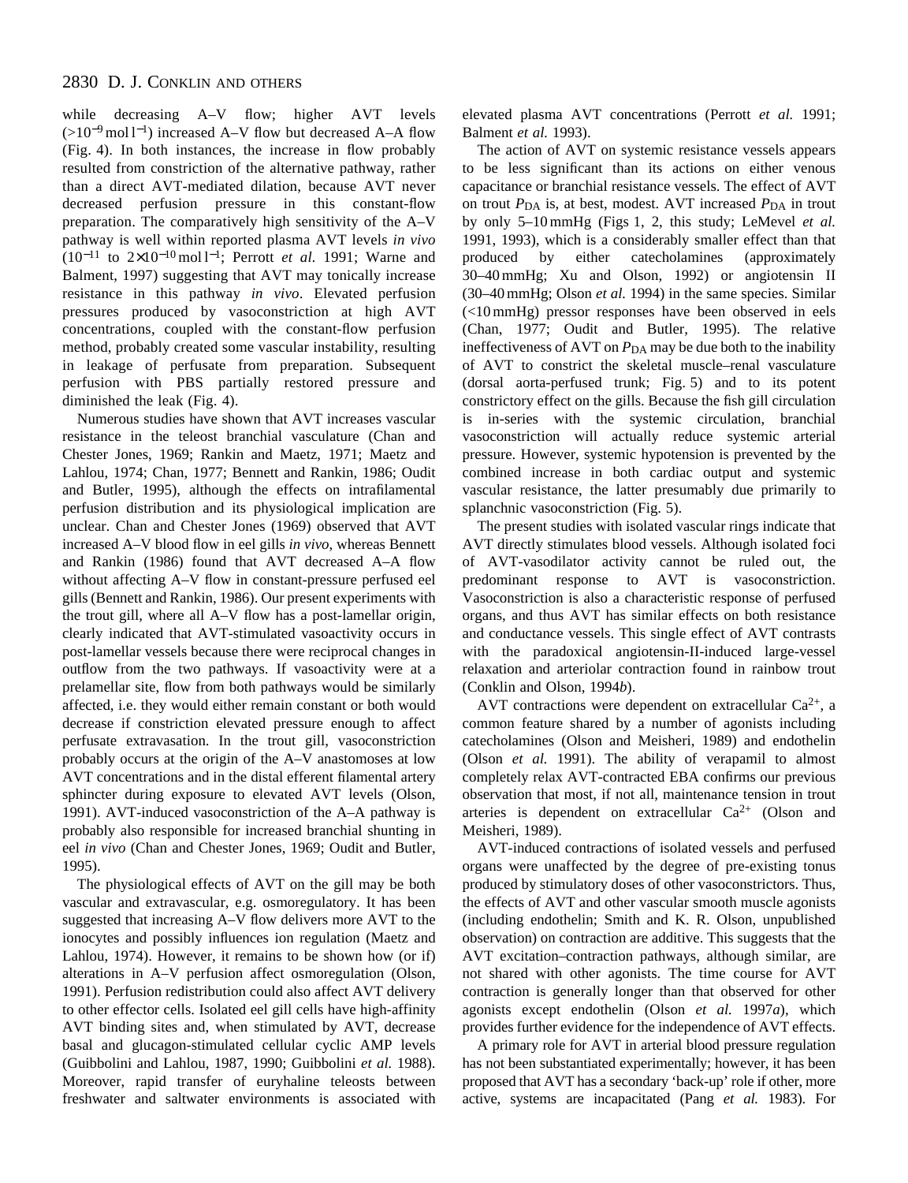while decreasing A–V flow; higher AVT levels ($>10^{-9}$ mol l$^{-1}$) increased A–V flow but decreased A–A flow (Fig. 4). In both instances, the increase in flow probably resulted from constriction of the alternative pathway, rather than a direct AVT-mediated dilation, because AVT never decreased perfusion pressure in this constant-flow preparation. The comparatively high sensitivity of the A–V pathway is well within reported plasma AVT levels *in vivo* ($10^{-11}$ to $2\times10^{-10}$ mol l$^{-1}$; Perrott *et al.* 1991; Warne and Balment, 1997) suggesting that AVT may tonically increase resistance in this pathway *in vivo*. Elevated perfusion pressures produced by vasoconstriction at high AVT concentrations, coupled with the constant-flow perfusion method, probably created some vascular instability, resulting in leakage of perfusate from preparation. Subsequent perfusion with PBS partially restored pressure and diminished the leak (Fig. 4).

Numerous studies have shown that AVT increases vascular resistance in the teleost branchial vasculature (Chan and Chester Jones, 1969; Rankin and Maetz, 1971; Maetz and Lahlou, 1974; Chan, 1977; Bennett and Rankin, 1986; Oudit and Butler, 1995), although the effects on intrafilamental perfusion distribution and its physiological implication are unclear. Chan and Chester Jones (1969) observed that AVT increased A–V blood flow in eel gills *in vivo*, whereas Bennett and Rankin (1986) found that AVT decreased A–A flow without affecting A–V flow in constant-pressure perfused eel gills (Bennett and Rankin, 1986). Our present experiments with the trout gill, where all A–V flow has a post-lamellar origin, clearly indicated that AVT-stimulated vasoactivity occurs in post-lamellar vessels because there were reciprocal changes in outflow from the two pathways. If vasoactivity were at a prelamellar site, flow from both pathways would be similarly affected, i.e. they would either remain constant or both would decrease if constriction elevated pressure enough to affect perfusate extravasation. In the trout gill, vasoconstriction probably occurs at the origin of the A–V anastomoses at low AVT concentrations and in the distal efferent filamental artery sphincter during exposure to elevated AVT levels (Olson, 1991). AVT-induced vasoconstriction of the A–A pathway is probably also responsible for increased branchial shunting in eel *in vivo* (Chan and Chester Jones, 1969; Oudit and Butler, 1995).

The physiological effects of AVT on the gill may be both vascular and extravascular, e.g. osmoregulatory. It has been suggested that increasing A–V flow delivers more AVT to the ionocytes and possibly influences ion regulation (Maetz and Lahlou, 1974). However, it remains to be shown how (or if) alterations in A–V perfusion affect osmoregulation (Olson, 1991). Perfusion redistribution could also affect AVT delivery to other effector cells. Isolated eel gill cells have high-affinity AVT binding sites and, when stimulated by AVT, decrease basal and glucagon-stimulated cellular cyclic AMP levels (Guibbolini and Lahlou, 1987, 1990; Guibbolini *et al.* 1988). Moreover, rapid transfer of euryhaline teleosts between freshwater and saltwater environments is associated with elevated plasma AVT concentrations (Perrott *et al.* 1991; Balment *et al.* 1993).

The action of AVT on systemic resistance vessels appears to be less significant than its actions on either venous capacitance or branchial resistance vessels. The effect of AVT on trout $P_{DA}$ is, at best, modest. AVT increased $P_{DA}$ in trout by only 5–10 mmHg (Figs 1, 2, this study; LeMevel *et al.* 1991, 1993), which is a considerably smaller effect than that produced by either catecholamines (approximately 30–40 mmHg; Xu and Olson, 1992) or angiotensin II (30–40 mmHg; Olson *et al.* 1994) in the same species. Similar (<10 mmHg) pressor responses have been observed in eels (Chan, 1977; Oudit and Butler, 1995). The relative ineffectiveness of AVT on $P_{DA}$ may be due both to the inability of AVT to constrict the skeletal muscle–renal vasculature (dorsal aorta-perfused trunk; Fig. 5) and to its potent constrictory effect on the gills. Because the fish gill circulation is in-series with the systemic circulation, branchial vasoconstriction will actually reduce systemic arterial pressure. However, systemic hypotension is prevented by the combined increase in both cardiac output and systemic vascular resistance, the latter presumably due primarily to splanchnic vasoconstriction (Fig. 5).

The present studies with isolated vascular rings indicate that AVT directly stimulates blood vessels. Although isolated foci of AVT-vasodilator activity cannot be ruled out, the predominant response to AVT is vasoconstriction. Vasoconstriction is also a characteristic response of perfused organs, and thus AVT has similar effects on both resistance and conductance vessels. This single effect of AVT contrasts with the paradoxical angiotensin-II-induced large-vessel relaxation and arteriolar contraction found in rainbow trout (Conklin and Olson, 1994*b*).

AVT contractions were dependent on extracellular $Ca^{2+}$, a common feature shared by a number of agonists including catecholamines (Olson and Meisheri, 1989) and endothelin (Olson *et al.* 1991). The ability of verapamil to almost completely relax AVT-contracted EBA confirms our previous observation that most, if not all, maintenance tension in trout arteries is dependent on extracellular $Ca^{2+}$ (Olson and Meisheri, 1989).

AVT-induced contractions of isolated vessels and perfused organs were unaffected by the degree of pre-existing tonus produced by stimulatory doses of other vasoconstrictors. Thus, the effects of AVT and other vascular smooth muscle agonists (including endothelin; Smith and K. R. Olson, unpublished observation) on contraction are additive. This suggests that the AVT excitation–contraction pathways, although similar, are not shared with other agonists. The time course for AVT contraction is generally longer than that observed for other agonists except endothelin (Olson *et al.* 1997*a*), which provides further evidence for the independence of AVT effects.

A primary role for AVT in arterial blood pressure regulation has not been substantiated experimentally; however, it has been proposed that AVT has a secondary 'back-up' role if other, more active, systems are incapacitated (Pang *et al.* 1983). For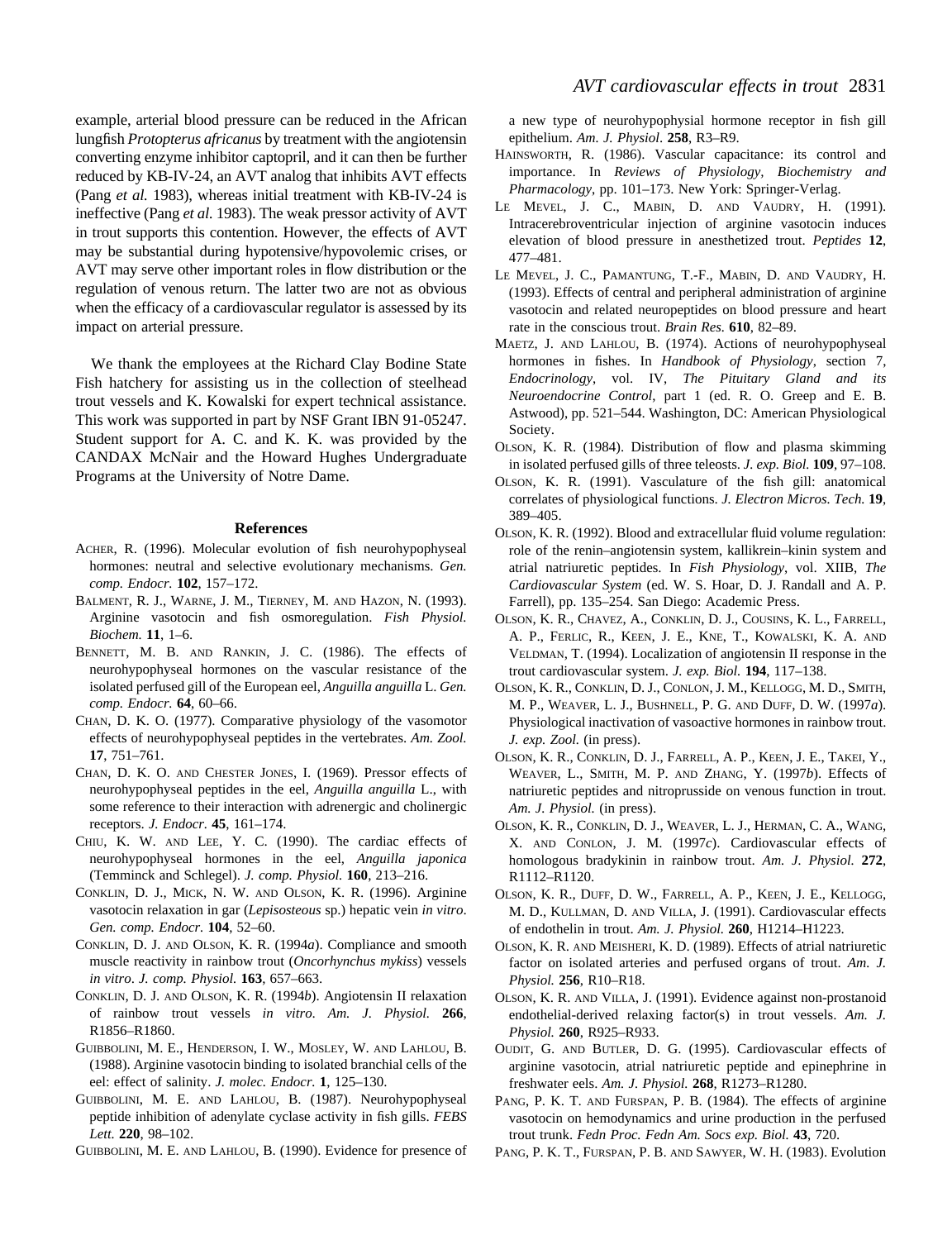example, arterial blood pressure can be reduced in the African lungfish *Protopterus africanus* by treatment with the angiotensin converting enzyme inhibitor captopril, and it can then be further reduced by KB-IV-24, an AVT analog that inhibits AVT effects (Pang *et al.* 1983), whereas initial treatment with KB-IV-24 is ineffective (Pang *et al.* 1983). The weak pressor activity of AVT in trout supports this contention. However, the effects of AVT may be substantial during hypotensive/hypovolemic crises, or AVT may serve other important roles in flow distribution or the regulation of venous return. The latter two are not as obvious when the efficacy of a cardiovascular regulator is assessed by its impact on arterial pressure.

We thank the employees at the Richard Clay Bodine State Fish hatchery for assisting us in the collection of steelhead trout vessels and K. Kowalski for expert technical assistance. This work was supported in part by NSF Grant IBN 91-05247. Student support for A. C. and K. K. was provided by the CANDAX McNair and the Howard Hughes Undergraduate Programs at the University of Notre Dame.

## References

ACHER, R. (1996). Molecular evolution of fish neurohypophyseal hormones: neutral and selective evolutionary mechanisms. *Gen. comp. Endocr.* **102**, 157–172.

BALMENT, R. J., WARNE, J. M., TIERNEY, M. AND HAZON, N. (1993). Arginine vasotocin and fish osmoregulation. *Fish Physiol. Biochem.* **11**, 1–6.

BENNETT, M. B. AND RANKIN, J. C. (1986). The effects of neurohypophyseal hormones on the vascular resistance of the isolated perfused gill of the European eel, *Anguilla anguilla* L. *Gen. comp. Endocr.* **64**, 60–66.

CHAN, D. K. O. (1977). Comparative physiology of the vasomotor effects of neurohypophyseal peptides in the vertebrates. *Am. Zool.* **17**, 751–761.

CHAN, D. K. O. AND CHESTER JONES, I. (1969). Pressor effects of neurohypophyseal peptides in the eel, *Anguilla anguilla* L., with some reference to their interaction with adrenergic and cholinergic receptors. *J. Endocr.* **45**, 161–174.

CHIU, K. W. AND LEE, Y. C. (1990). The cardiac effects of neurohypophyseal hormones in the eel, *Anguilla japonica* (Temminck and Schlegel). *J. comp. Physiol.* **160**, 213–216.

CONKLIN, D. J., MICK, N. W. AND OLSON, K. R. (1996). Arginine vasotocin relaxation in gar (*Lepisosteous* sp.) hepatic vein *in vitro*. *Gen. comp. Endocr.* **104**, 52–60.

CONKLIN, D. J. AND OLSON, K. R. (1994*a*). Compliance and smooth muscle reactivity in rainbow trout (*Oncorhynchus mykiss*) vessels *in vitro*. *J. comp. Physiol.* **163**, 657–663.

CONKLIN, D. J. AND OLSON, K. R. (1994*b*). Angiotensin II relaxation of rainbow trout vessels *in vitro*. *Am. J. Physiol.* **266**, R1856–R1860.

GUIBBOLINI, M. E., HENDERSON, I. W., MOSLEY, W. AND LAHLOU, B. (1988). Arginine vasotocin binding to isolated branchial cells of the eel: effect of salinity. *J. molec. Endocr.* **1**, 125–130.

GUIBBOLINI, M. E. AND LAHLOU, B. (1987). Neurohypophyseal peptide inhibition of adenylate cyclase activity in fish gills. *FEBS Lett.* **220**, 98–102.

GUIBBOLINI, M. E. AND LAHLOU, B. (1990). Evidence for presence of a new type of neurohypophysial hormone receptor in fish gill epithelium. *Am. J. Physiol.* **258**, R3–R9.

HAINSWORTH, R. (1986). Vascular capacitance: its control and importance. In *Reviews of Physiology, Biochemistry and Pharmacology*, pp. 101–173. New York: Springer-Verlag.

LE MEVEL, J. C., MABIN, D. AND VAUDRY, H. (1991). Intracerebroventricular injection of arginine vasotocin induces elevation of blood pressure in anesthetized trout. *Peptides* **12**, 477–481.

LE MEVEL, J. C., PAMANTUNG, T.-F., MABIN, D. AND VAUDRY, H. (1993). Effects of central and peripheral administration of arginine vasotocin and related neuropeptides on blood pressure and heart rate in the conscious trout. *Brain Res.* **610**, 82–89.

MAETZ, J. AND LAHLOU, B. (1974). Actions of neurohypophyseal hormones in fishes. In *Handbook of Physiology*, section 7, *Endocrinology*, vol. IV, *The Pituitary Gland and its Neuroendocrine Control*, part 1 (ed. R. O. Greep and E. B. Astwood), pp. 521–544. Washington, DC: American Physiological Society.

OLSON, K. R. (1984). Distribution of flow and plasma skimming in isolated perfused gills of three teleosts. *J. exp. Biol.* **109**, 97–108.

OLSON, K. R. (1991). Vasculature of the fish gill: anatomical correlates of physiological functions. *J. Electron Micros. Tech.* **19**, 389–405.

OLSON, K. R. (1992). Blood and extracellular fluid volume regulation: role of the renin–angiotensin system, kallikrein–kinin system and atrial natriuretic peptides. In *Fish Physiology*, vol. XIIB, *The Cardiovascular System* (ed. W. S. Hoar, D. J. Randall and A. P. Farrell), pp. 135–254. San Diego: Academic Press.

OLSON, K. R., CHAVEZ, A., CONKLIN, D. J., COUSINS, K. L., FARRELL, A. P., FERLIC, R., KEEN, J. E., KNE, T., KOWALSKI, K. A. AND VELDMAN, T. (1994). Localization of angiotensin II response in the trout cardiovascular system. *J. exp. Biol.* **194**, 117–138.

OLSON, K. R., CONKLIN, D. J., CONLON, J. M., KELLOGG, M. D., SMITH, M. P., WEAVER, L. J., BUSHNELL, P. G. AND DUFF, D. W. (1997*a*). Physiological inactivation of vasoactive hormones in rainbow trout. *J. exp. Zool.* (in press).

OLSON, K. R., CONKLIN, D. J., FARRELL, A. P., KEEN, J. E., TAKEI, Y., WEAVER, L., SMITH, M. P. AND ZHANG, Y. (1997*b*). Effects of natriuretic peptides and nitroprusside on venous function in trout. *Am. J. Physiol.* (in press).

OLSON, K. R., CONKLIN, D. J., WEAVER, L. J., HERMAN, C. A., WANG, X. AND CONLON, J. M. (1997*c*). Cardiovascular effects of homologous bradykinin in rainbow trout. *Am. J. Physiol.* **272**, R1112–R1120.

OLSON, K. R., DUFF, D. W., FARRELL, A. P., KEEN, J. E., KELLOGG, M. D., KULLMAN, D. AND VILLA, J. (1991). Cardiovascular effects of endothelin in trout. *Am. J. Physiol.* **260**, H1214–H1223.

OLSON, K. R. AND MEISHERI, K. D. (1989). Effects of atrial natriuretic factor on isolated arteries and perfused organs of trout. *Am. J. Physiol.* **256**, R10–R18.

OLSON, K. R. AND VILLA, J. (1991). Evidence against non-prostanoid endothelial-derived relaxing factor(s) in trout vessels. *Am. J. Physiol.* **260**, R925–R933.

OUDIT, G. AND BUTLER, D. G. (1995). Cardiovascular effects of arginine vasotocin, atrial natriuretic peptide and epinephrine in freshwater eels. *Am. J. Physiol.* **268**, R1273–R1280.

PANG, P. K. T. AND FURSPAN, P. B. (1984). The effects of arginine vasotocin on hemodynamics and urine production in the perfused trout trunk. *Fedn Proc. Fedn Am. Socs exp. Biol.* **43**, 720.

PANG, P. K. T., FURSPAN, P. B. AND SAWYER, W. H. (1983). Evolution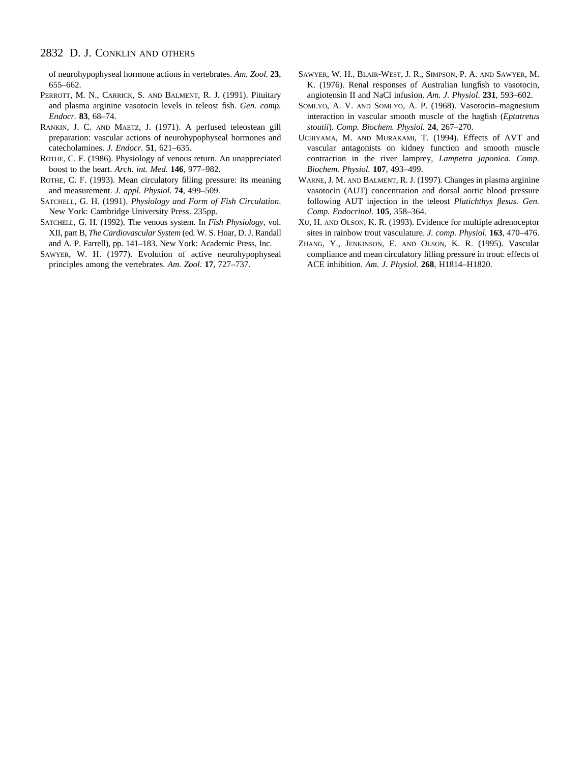of neurohypophyseal hormone actions in vertebrates. *Am. Zool.* **23**, 655–662.

PERROTT, M. N., CARRICK, S. AND BALMENT, R. J. (1991). Pituitary and plasma arginine vasotocin levels in teleost fish. *Gen. comp. Endocr.* **83**, 68–74.

RANKIN, J. C. AND MAETZ, J. (1971). A perfused teleostean gill preparation: vascular actions of neurohypophyseal hormones and catecholamines. *J. Endocr.* **51**, 621–635.

ROTHE, C. F. (1986). Physiology of venous return. An unappreciated boost to the heart. *Arch. int. Med.* **146**, 977–982.

ROTHE, C. F. (1993). Mean circulatory filling pressure: its meaning and measurement. *J. appl. Physiol.* **74**, 499–509.

SATCHELL, G. H. (1991). *Physiology and Form of Fish Circulation*. New York: Cambridge University Press. 235pp.

SATCHELL, G. H. (1992). The venous system. In *Fish Physiology*, vol. XII, part B, *The Cardiovascular System* (ed. W. S. Hoar, D. J. Randall and A. P. Farrell), pp. 141–183. New York: Academic Press, Inc.

SAWYER, W. H. (1977). Evolution of active neurohypophyseal principles among the vertebrates. *Am. Zool*. **17**, 727–737.

SAWYER, W. H., BLAIR-WEST, J. R., SIMPSON, P. A. AND SAWYER, M. K. (1976). Renal responses of Australian lungfish to vasotocin, angiotensin II and NaCl infusion. *Am. J. Physiol*. **231**, 593–602.

SOMLYO, A. V. AND SOMLYO, A. P. (1968). Vasotocin–magnesium interaction in vascular smooth muscle of the hagfish (*Eptatretus stoutii*). *Comp. Biochem. Physiol.* **24**, 267–270.

UCHIYAMA, M. AND MURAKAMI, T. (1994). Effects of AVT and vascular antagonists on kidney function and smooth muscle contraction in the river lamprey, *Lampetra japonica*. *Comp. Biochem. Physiol.* **107**, 493–499.

WARNE, J. M. AND BALMENT, R. J. (1997). Changes in plasma arginine vasotocin (AUT) concentration and dorsal aortic blood pressure following AUT injection in the teleost *Platichthys flesus. Gen. Comp. Endocrinol.* **105**, 358–364.

XU, H. AND OLSON, K. R. (1993). Evidence for multiple adrenoceptor sites in rainbow trout vasculature. *J. comp. Physiol.* **163**, 470–476.

ZHANG, Y., JENKINSON, E. AND OLSON, K. R. (1995). Vascular compliance and mean circulatory filling pressure in trout: effects of ACE inhibition. *Am. J. Physiol.* **268**, H1814–H1820.